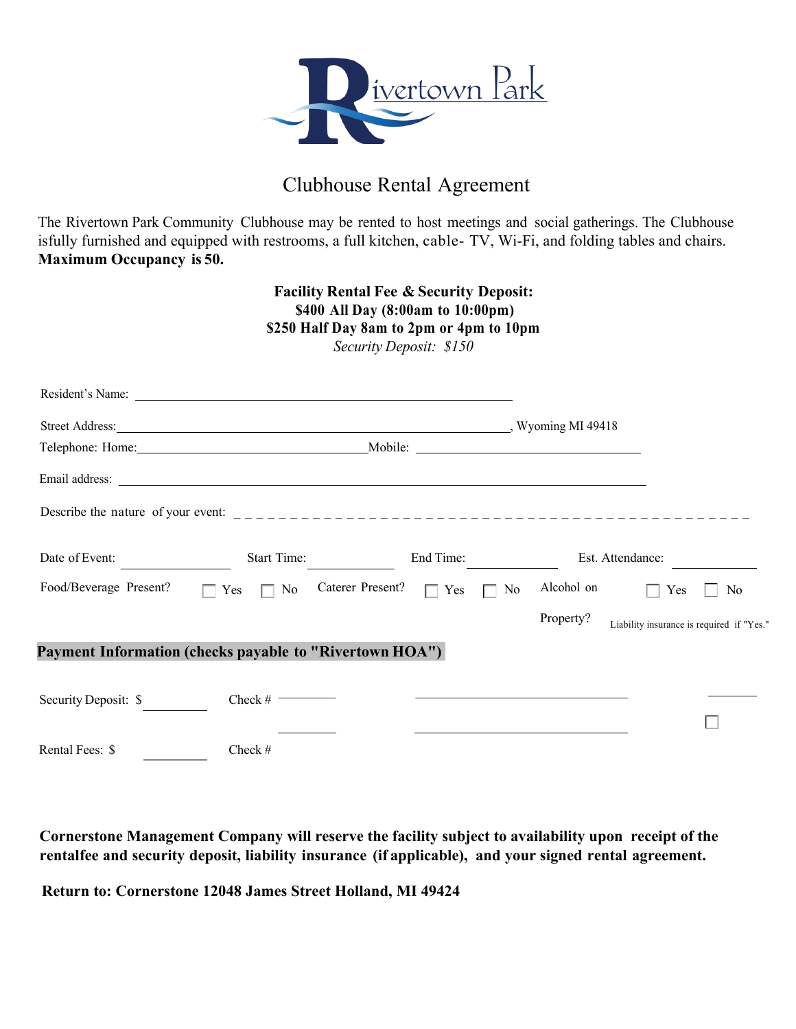Rivertown Park

# Clubhouse Rental Agreement

The Rivertown Park Community Clubhouse may be rented to host meetings and social gatherings. The Clubhouse isfully furnished and equipped with restrooms, a full kitchen, cable- TV, Wi-Fi, and folding tables and chairs. **Maximum Occupancy is 50.**

**Facility Rental Fee & Security Deposit:**
**$400 All Day (8:00am to 10:00pm)**
**$250 Half Day 8am to 2pm or 4pm to 10pm**
*Security Deposit: $150*

Resident's Name: ______________________________

Street Address: ______________________________, Wyoming MI 49418

Telephone: Home: ____________________ Mobile: ____________________

Email address: ______________________________

Describe the nature of your event: _ _ _ _ _ _ _ _ _ _ _ _ _ _ _ _ _ _ _ _

Date of Event: __________ Start Time: __________ End Time: __________ Est. Attendance: __________

Food/Beverage Present? ☐ Yes ☐ No Caterer Present? ☐ Yes ☐ No Alcohol on Property? ☐ Yes ☐ No Liability insurance is required if "Yes."

**Payment Information (checks payable to "Rivertown HOA")**

Security Deposit: $ __________ Check # __________ ______________________ ________

__________ ______________________ ☐

Rental Fees: $ __________ Check #

**Cornerstone Management Company will reserve the facility subject to availability upon receipt of the rentalfee and security deposit, liability insurance (if applicable), and your signed rental agreement.**

**Return to: Cornerstone 12048 James Street Holland, MI 49424**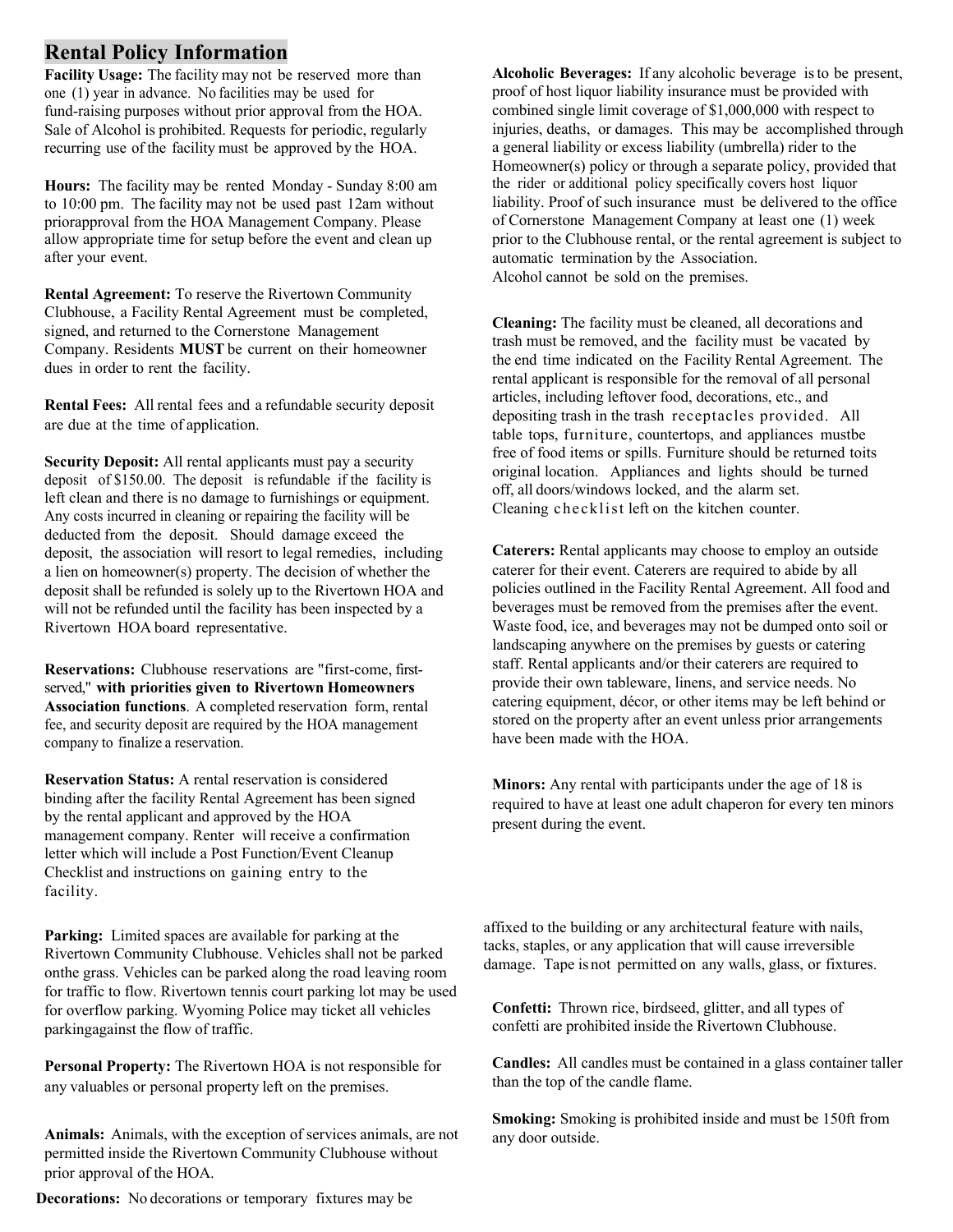## Rental Policy Information

**Facility Usage:** The facility may not be reserved more than one (1) year in advance. No facilities may be used for fund-raising purposes without prior approval from the HOA. Sale of Alcohol is prohibited. Requests for periodic, regularly recurring use of the facility must be approved by the HOA.

**Hours:** The facility may be rented Monday - Sunday 8:00 am to 10:00 pm. The facility may not be used past 12am without priorapproval from the HOA Management Company. Please allow appropriate time for setup before the event and clean up after your event.

**Rental Agreement:** To reserve the Rivertown Community Clubhouse, a Facility Rental Agreement must be completed, signed, and returned to the Cornerstone Management Company. Residents **MUST** be current on their homeowner dues in order to rent the facility.

**Rental Fees:** All rental fees and a refundable security deposit are due at the time of application.

**Security Deposit:** All rental applicants must pay a security deposit of $150.00. The deposit is refundable if the facility is left clean and there is no damage to furnishings or equipment. Any costs incurred in cleaning or repairing the facility will be deducted from the deposit. Should damage exceed the deposit, the association will resort to legal remedies, including a lien on homeowner(s) property. The decision of whether the deposit shall be refunded is solely up to the Rivertown HOA and will not be refunded until the facility has been inspected by a Rivertown HOA board representative.

**Reservations:** Clubhouse reservations are "first-come, first-served," **with priorities given to Rivertown Homeowners Association functions**. A completed reservation form, rental fee, and security deposit are required by the HOA management company to finalize a reservation.

**Reservation Status:** A rental reservation is considered binding after the facility Rental Agreement has been signed by the rental applicant and approved by the HOA management company. Renter will receive a confirmation letter which will include a Post Function/Event Cleanup Checklist and instructions on gaining entry to the facility.

**Alcoholic Beverages:** If any alcoholic beverage is to be present, proof of host liquor liability insurance must be provided with combined single limit coverage of $1,000,000 with respect to injuries, deaths, or damages. This may be accomplished through a general liability or excess liability (umbrella) rider to the Homeowner(s) policy or through a separate policy, provided that the rider or additional policy specifically covers host liquor liability. Proof of such insurance must be delivered to the office of Cornerstone Management Company at least one (1) week prior to the Clubhouse rental, or the rental agreement is subject to automatic termination by the Association.
Alcohol cannot be sold on the premises.

**Cleaning:** The facility must be cleaned, all decorations and trash must be removed, and the facility must be vacated by the end time indicated on the Facility Rental Agreement. The rental applicant is responsible for the removal of all personal articles, including leftover food, decorations, etc., and depositing trash in the trash receptacles provided. All table tops, furniture, countertops, and appliances mustbe free of food items or spills. Furniture should be returned toits original location. Appliances and lights should be turned off, all doors/windows locked, and the alarm set. Cleaning checklist left on the kitchen counter.

**Caterers:** Rental applicants may choose to employ an outside caterer for their event. Caterers are required to abide by all policies outlined in the Facility Rental Agreement. All food and beverages must be removed from the premises after the event. Waste food, ice, and beverages may not be dumped onto soil or landscaping anywhere on the premises by guests or catering staff. Rental applicants and/or their caterers are required to provide their own tableware, linens, and service needs. No catering equipment, décor, or other items may be left behind or stored on the property after an event unless prior arrangements have been made with the HOA.

**Minors:** Any rental with participants under the age of 18 is required to have at least one adult chaperon for every ten minors present during the event.

**Parking:** Limited spaces are available for parking at the Rivertown Community Clubhouse. Vehicles shall not be parked onthe grass. Vehicles can be parked along the road leaving room for traffic to flow. Rivertown tennis court parking lot may be used for overflow parking. Wyoming Police may ticket all vehicles parkingagainst the flow of traffic.

**Personal Property:** The Rivertown HOA is not responsible for any valuables or personal property left on the premises.

**Animals:** Animals, with the exception of services animals, are not permitted inside the Rivertown Community Clubhouse without prior approval of the HOA.

**Decorations:** No decorations or temporary fixtures may be affixed to the building or any architectural feature with nails, tacks, staples, or any application that will cause irreversible damage. Tape is not permitted on any walls, glass, or fixtures.

**Confetti:** Thrown rice, birdseed, glitter, and all types of confetti are prohibited inside the Rivertown Clubhouse.

**Candles:** All candles must be contained in a glass container taller than the top of the candle flame.

**Smoking:** Smoking is prohibited inside and must be 150ft from any door outside.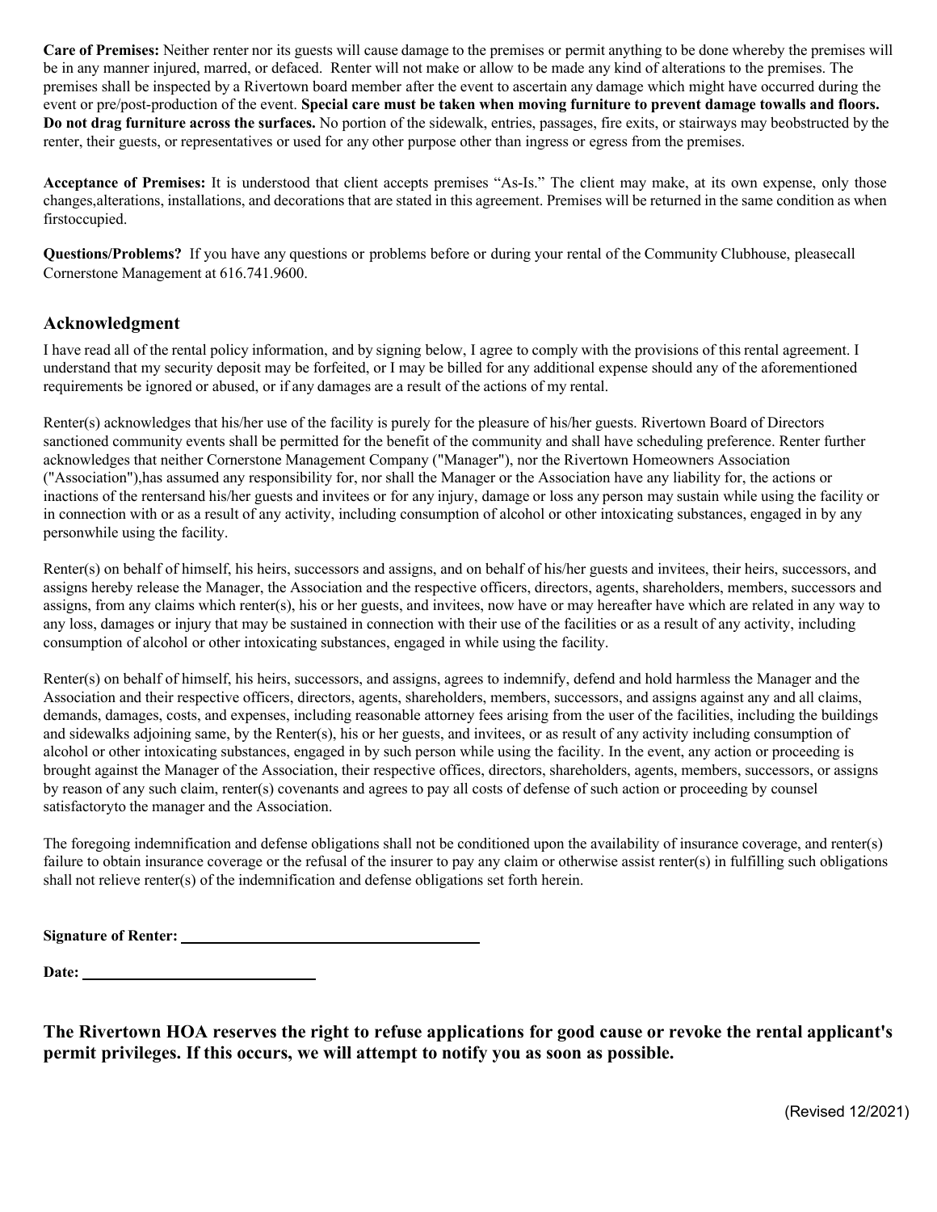**Care of Premises:** Neither renter nor its guests will cause damage to the premises or permit anything to be done whereby the premises will be in any manner injured, marred, or defaced. Renter will not make or allow to be made any kind of alterations to the premises. The premises shall be inspected by a Rivertown board member after the event to ascertain any damage which might have occurred during the event or pre/post-production of the event. **Special care must be taken when moving furniture to prevent damage towalls and floors. Do not drag furniture across the surfaces.** No portion of the sidewalk, entries, passages, fire exits, or stairways may beobstructed by the renter, their guests, or representatives or used for any other purpose other than ingress or egress from the premises.

**Acceptance of Premises:** It is understood that client accepts premises "As-Is." The client may make, at its own expense, only those changes,alterations, installations, and decorations that are stated in this agreement. Premises will be returned in the same condition as when firstoccupied.

**Questions/Problems?** If you have any questions or problems before or during your rental of the Community Clubhouse, pleasecall Cornerstone Management at 616.741.9600.

## Acknowledgment

I have read all of the rental policy information, and by signing below, I agree to comply with the provisions of this rental agreement. I understand that my security deposit may be forfeited, or I may be billed for any additional expense should any of the aforementioned requirements be ignored or abused, or if any damages are a result of the actions of my rental.

Renter(s) acknowledges that his/her use of the facility is purely for the pleasure of his/her guests. Rivertown Board of Directors sanctioned community events shall be permitted for the benefit of the community and shall have scheduling preference. Renter further acknowledges that neither Cornerstone Management Company ("Manager"), nor the Rivertown Homeowners Association ("Association"),has assumed any responsibility for, nor shall the Manager or the Association have any liability for, the actions or inactions of the rentersand his/her guests and invitees or for any injury, damage or loss any person may sustain while using the facility or in connection with or as a result of any activity, including consumption of alcohol or other intoxicating substances, engaged in by any personwhile using the facility.

Renter(s) on behalf of himself, his heirs, successors and assigns, and on behalf of his/her guests and invitees, their heirs, successors, and assigns hereby release the Manager, the Association and the respective officers, directors, agents, shareholders, members, successors and assigns, from any claims which renter(s), his or her guests, and invitees, now have or may hereafter have which are related in any way to any loss, damages or injury that may be sustained in connection with their use of the facilities or as a result of any activity, including consumption of alcohol or other intoxicating substances, engaged in while using the facility.

Renter(s) on behalf of himself, his heirs, successors, and assigns, agrees to indemnify, defend and hold harmless the Manager and the Association and their respective officers, directors, agents, shareholders, members, successors, and assigns against any and all claims, demands, damages, costs, and expenses, including reasonable attorney fees arising from the user of the facilities, including the buildings and sidewalks adjoining same, by the Renter(s), his or her guests, and invitees, or as result of any activity including consumption of alcohol or other intoxicating substances, engaged in by such person while using the facility. In the event, any action or proceeding is brought against the Manager of the Association, their respective offices, directors, shareholders, agents, members, successors, or assigns by reason of any such claim, renter(s) covenants and agrees to pay all costs of defense of such action or proceeding by counsel satisfactoryto the manager and the Association.

The foregoing indemnification and defense obligations shall not be conditioned upon the availability of insurance coverage, and renter(s) failure to obtain insurance coverage or the refusal of the insurer to pay any claim or otherwise assist renter(s) in fulfilling such obligations shall not relieve renter(s) of the indemnification and defense obligations set forth herein.

**Signature of Renter:** ______________________________

**Date:** ______________________

**The Rivertown HOA reserves the right to refuse applications for good cause or revoke the rental applicant's permit privileges. If this occurs, we will attempt to notify you as soon as possible.**

(Revised 12/2021)